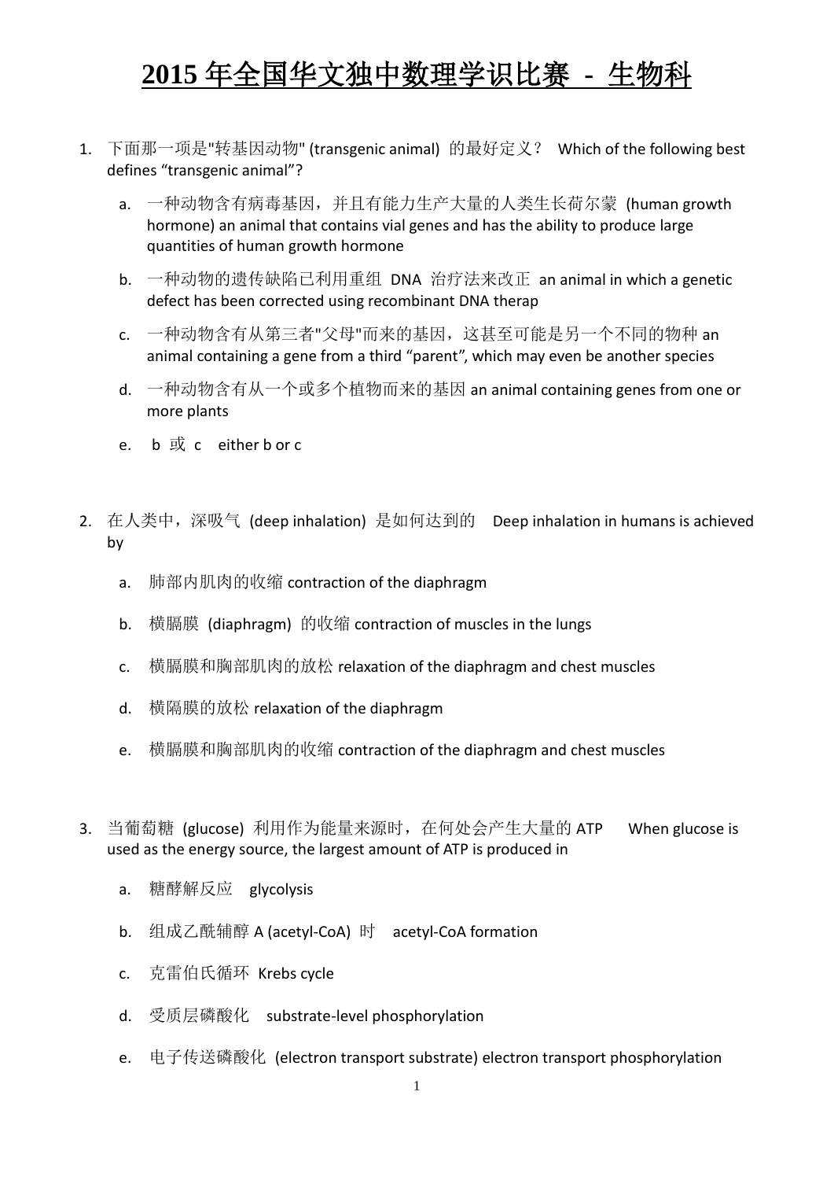# 2015 年全国华文独中数理学识比赛 - 生物科

1. 下面那一项是"转基因动物" (transgenic animal) 的最好定义？ Which of the following best defines "transgenic animal"?

    a. 一种动物含有病毒基因，并且有能力生产大量的人类生长荷尔蒙 (human growth hormone) an animal that contains vial genes and has the ability to produce large quantities of human growth hormone

    b. 一种动物的遗传缺陷已利用重组 DNA 治疗法来改正 an animal in which a genetic defect has been corrected using recombinant DNA therap

    c. 一种动物含有从第三者"父母"而来的基因，这甚至可能是另一个不同的物种 an animal containing a gene from a third "parent", which may even be another species

    d. 一种动物含有从一个或多个植物而来的基因 an animal containing genes from one or more plants

    e. b 或 c either b or c

2. 在人类中，深吸气 (deep inhalation) 是如何达到的 Deep inhalation in humans is achieved by

    a. 肺部内肌肉的收缩 contraction of the diaphragm

    b. 横膈膜 (diaphragm) 的收缩 contraction of muscles in the lungs

    c. 横膈膜和胸部肌肉的放松 relaxation of the diaphragm and chest muscles

    d. 横隔膜的放松 relaxation of the diaphragm

    e. 横膈膜和胸部肌肉的收缩 contraction of the diaphragm and chest muscles

3. 当葡萄糖 (glucose) 利用作为能量来源时，在何处会产生大量的 ATP When glucose is used as the energy source, the largest amount of ATP is produced in

    a. 糖酵解反应 glycolysis

    b. 组成乙酰辅醇 A (acetyl-CoA) 时 acetyl-CoA formation

    c. 克雷伯氏循环 Krebs cycle

    d. 受质层磷酸化 substrate-level phosphorylation

    e. 电子传送磷酸化 (electron transport substrate) electron transport phosphorylation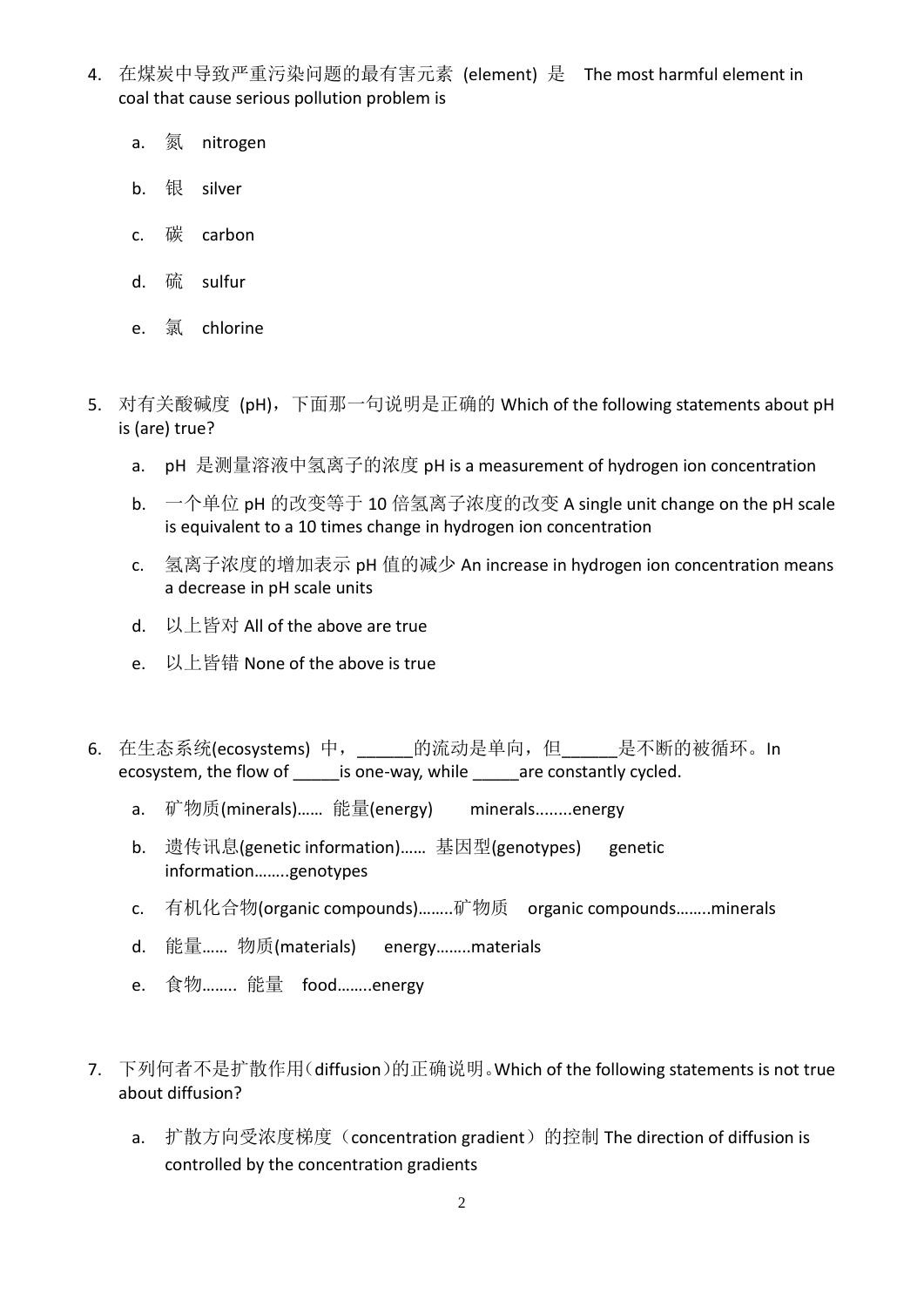4. 在煤炭中导致严重污染问题的最有害元素 (element) 是 The most harmful element in coal that cause serious pollution problem is

   a. 氮 nitrogen

   b. 银 silver

   c. 碳 carbon

   d. 硫 sulfur

   e. 氯 chlorine

5. 对有关酸碱度 (pH)，下面那一句说明是正确的 Which of the following statements about pH is (are) true?

   a. pH 是测量溶液中氢离子的浓度 pH is a measurement of hydrogen ion concentration

   b. 一个单位 pH 的改变等于 10 倍氢离子浓度的改变 A single unit change on the pH scale is equivalent to a 10 times change in hydrogen ion concentration

   c. 氢离子浓度的增加表示 pH 值的减少 An increase in hydrogen ion concentration means a decrease in pH scale units

   d. 以上皆对 All of the above are true

   e. 以上皆错 None of the above is true

6. 在生态系统(ecosystems) 中，______的流动是单向，但______是不断的被循环。In ecosystem, the flow of _____is one-way, while _____are constantly cycled.

   a. 矿物质(minerals)…… 能量(energy) minerals........energy

   b. 遗传讯息(genetic information)…… 基因型(genotypes) genetic information……..genotypes

   c. 有机化合物(organic compounds)……..矿物质 organic compounds……..minerals

   d. 能量…… 物质(materials) energy……..materials

   e. 食物…….. 能量 food……..energy

7. 下列何者不是扩散作用（diffusion）的正确说明。Which of the following statements is not true about diffusion?

   a. 扩散方向受浓度梯度（concentration gradient）的控制 The direction of diffusion is controlled by the concentration gradients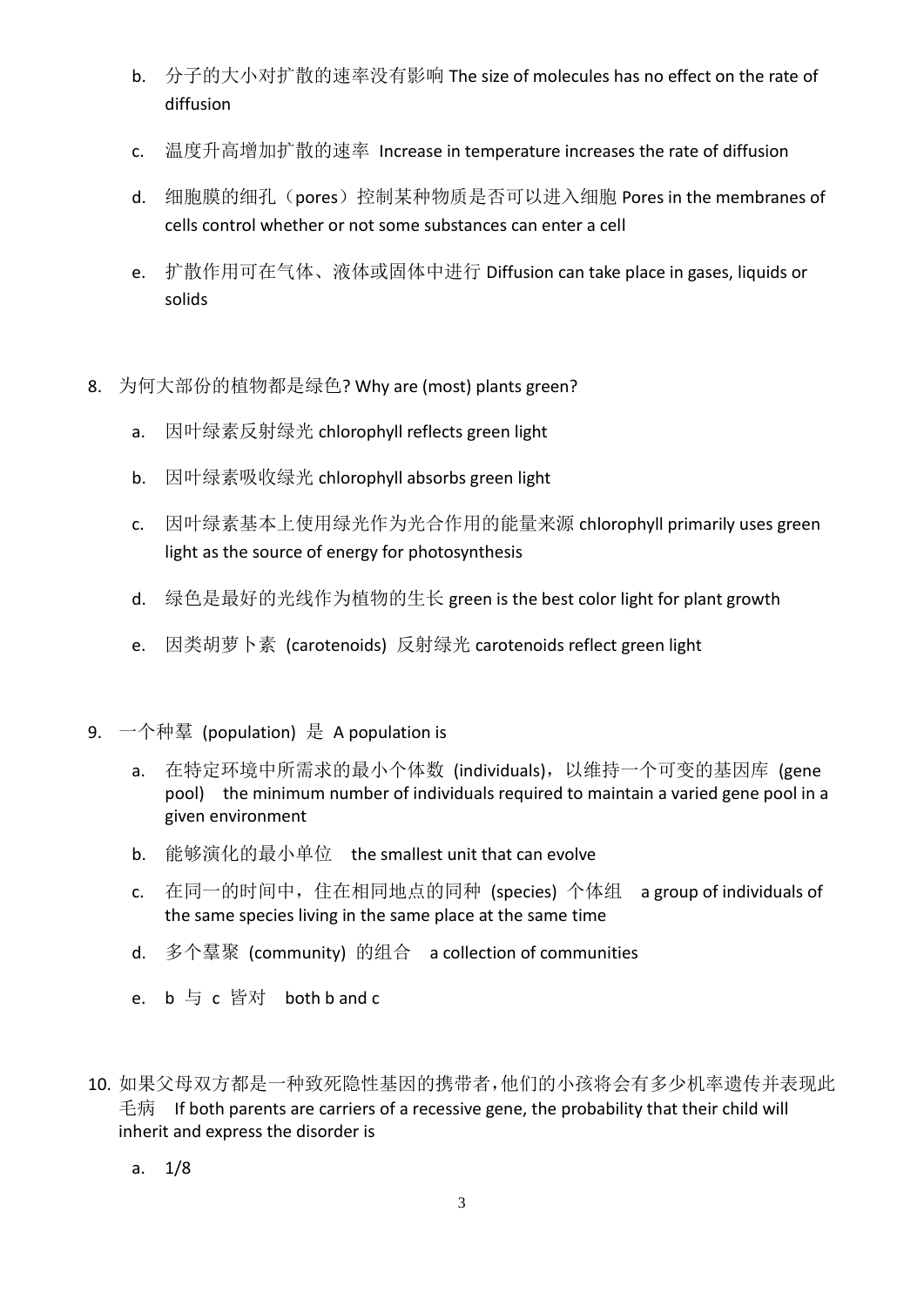b. 分子的大小对扩散的速率没有影响 The size of molecules has no effect on the rate of diffusion

c. 温度升高增加扩散的速率 Increase in temperature increases the rate of diffusion

d. 细胞膜的细孔（pores）控制某种物质是否可以进入细胞 Pores in the membranes of cells control whether or not some substances can enter a cell

e. 扩散作用可在气体、液体或固体中进行 Diffusion can take place in gases, liquids or solids

8. 为何大部份的植物都是绿色? Why are (most) plants green?

   a. 因叶绿素反射绿光 chlorophyll reflects green light

   b. 因叶绿素吸收绿光 chlorophyll absorbs green light

   c. 因叶绿素基本上使用绿光作为光合作用的能量来源 chlorophyll primarily uses green light as the source of energy for photosynthesis

   d. 绿色是最好的光线作为植物的生长 green is the best color light for plant growth

   e. 因类胡萝卜素 (carotenoids) 反射绿光 carotenoids reflect green light

9. 一个种羣 (population) 是 A population is

   a. 在特定环境中所需求的最小个体数 (individuals)，以维持一个可变的基因库 (gene pool) the minimum number of individuals required to maintain a varied gene pool in a given environment

   b. 能够演化的最小单位 the smallest unit that can evolve

   c. 在同一的时间中，住在相同地点的同种 (species) 个体组 a group of individuals of the same species living in the same place at the same time

   d. 多个羣聚 (community) 的组合 a collection of communities

   e. b 与 c 皆对 both b and c

10. 如果父母双方都是一种致死隐性基因的携带者，他们的小孩将会有多少机率遗传并表现此毛病 If both parents are carriers of a recessive gene, the probability that their child will inherit and express the disorder is

    a. 1/8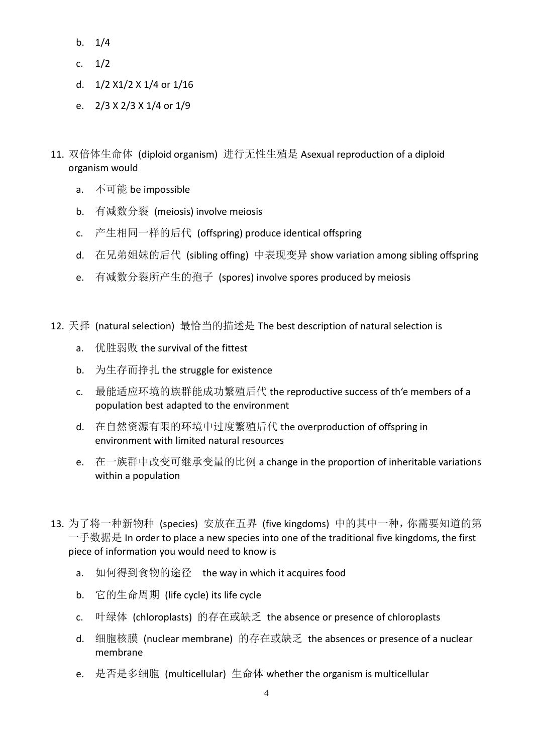b. 1/4

c. 1/2

d. 1/2 X1/2 X 1/4 or 1/16

e. 2/3 X 2/3 X 1/4 or 1/9

11. 双倍体生命体 (diploid organism) 进行无性生殖是 Asexual reproduction of a diploid organism would

    a. 不可能 be impossible

    b. 有减数分裂 (meiosis) involve meiosis

    c. 产生相同一样的后代 (offspring) produce identical offspring

    d. 在兄弟姐妹的后代 (sibling offing) 中表现变异 show variation among sibling offspring

    e. 有减数分裂所产生的孢子 (spores) involve spores produced by meiosis

12. 天择 (natural selection) 最恰当的描述是 The best description of natural selection is

    a. 优胜弱败 the survival of the fittest

    b. 为生存而挣扎 the struggle for existence

    c. 最能适应环境的族群能成功繁殖后代 the reproductive success of th'e members of a population best adapted to the environment

    d. 在自然资源有限的环境中过度繁殖后代 the overproduction of offspring in environment with limited natural resources

    e. 在一族群中改变可继承变量的比例 a change in the proportion of inheritable variations within a population

13. 为了将一种新物种 (species) 安放在五界 (five kingdoms) 中的其中一种，你需要知道的第一手数据是 In order to place a new species into one of the traditional five kingdoms, the first piece of information you would need to know is

    a. 如何得到食物的途径 the way in which it acquires food

    b. 它的生命周期 (life cycle) its life cycle

    c. 叶绿体 (chloroplasts) 的存在或缺乏 the absence or presence of chloroplasts

    d. 细胞核膜 (nuclear membrane) 的存在或缺乏 the absences or presence of a nuclear membrane

    e. 是否是多细胞 (multicellular) 生命体 whether the organism is multicellular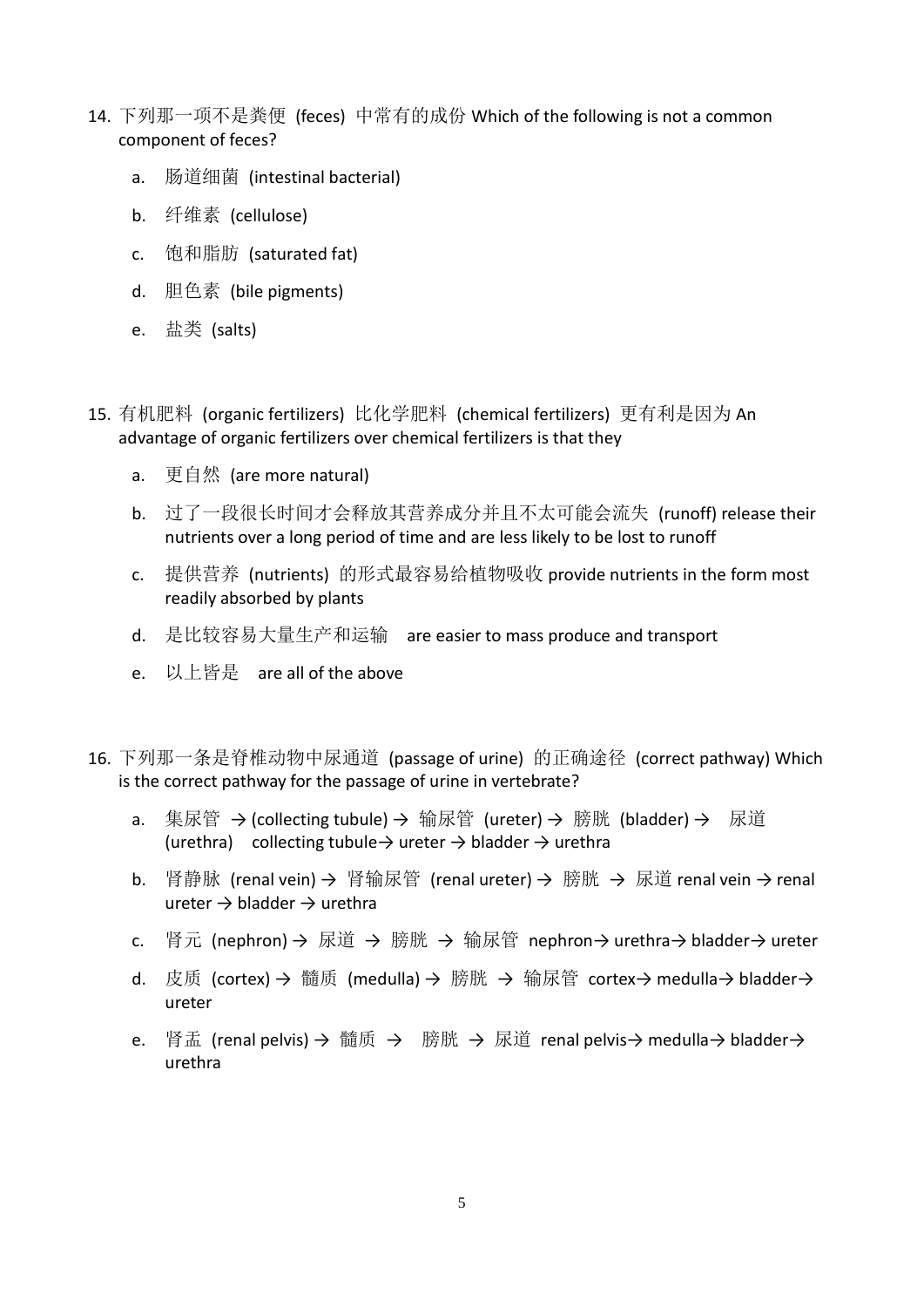14. 下列那一项不是粪便 (feces) 中常有的成份 Which of the following is not a common component of feces?

    a. 肠道细菌 (intestinal bacterial)

    b. 纤维素 (cellulose)

    c. 饱和脂肪 (saturated fat)

    d. 胆色素 (bile pigments)

    e. 盐类 (salts)

15. 有机肥料 (organic fertilizers) 比化学肥料 (chemical fertilizers) 更有利是因为 An advantage of organic fertilizers over chemical fertilizers is that they

    a. 更自然 (are more natural)

    b. 过了一段很长时间才会释放其营养成分并且不太可能会流失 (runoff) release their nutrients over a long period of time and are less likely to be lost to runoff

    c. 提供营养 (nutrients) 的形式最容易给植物吸收 provide nutrients in the form most readily absorbed by plants

    d. 是比较容易大量生产和运输 are easier to mass produce and transport

    e. 以上皆是 are all of the above

16. 下列那一条是脊椎动物中尿通道 (passage of urine) 的正确途径 (correct pathway) Which is the correct pathway for the passage of urine in vertebrate?

    a. 集尿管 → (collecting tubule) → 输尿管 (ureter) → 膀胱 (bladder) → 尿道 (urethra) collecting tubule→ ureter → bladder → urethra

    b. 肾静脉 (renal vein) → 肾输尿管 (renal ureter) → 膀胱 → 尿道 renal vein → renal ureter → bladder → urethra

    c. 肾元 (nephron) → 尿道 → 膀胱 → 输尿管 nephron→ urethra→ bladder→ ureter

    d. 皮质 (cortex) → 髓质 (medulla) → 膀胱 → 输尿管 cortex→ medulla→ bladder→ ureter

    e. 肾盂 (renal pelvis) → 髓质 → 膀胱 → 尿道 renal pelvis→ medulla→ bladder→ urethra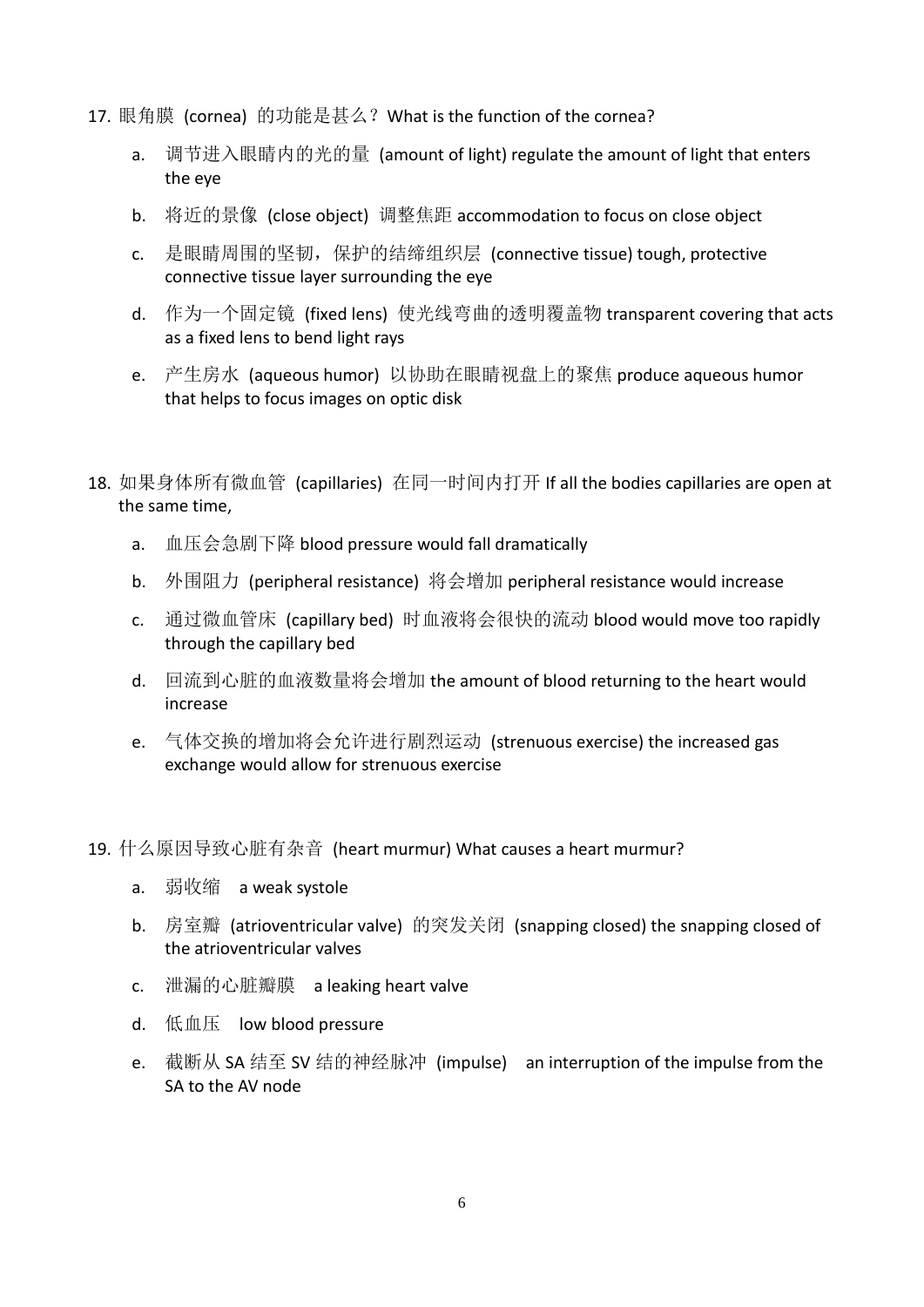17. 眼角膜 (cornea) 的功能是甚么？What is the function of the cornea?

    a. 调节进入眼睛内的光的量 (amount of light) regulate the amount of light that enters the eye

    b. 将近的景像 (close object) 调整焦距 accommodation to focus on close object

    c. 是眼睛周围的坚韧，保护的结缔组织层 (connective tissue) tough, protective connective tissue layer surrounding the eye

    d. 作为一个固定镜 (fixed lens) 使光线弯曲的透明覆盖物 transparent covering that acts as a fixed lens to bend light rays

    e. 产生房水 (aqueous humor) 以协助在眼睛视盘上的聚焦 produce aqueous humor that helps to focus images on optic disk

18. 如果身体所有微血管 (capillaries) 在同一时间内打开 If all the bodies capillaries are open at the same time,

    a. 血压会急剧下降 blood pressure would fall dramatically

    b. 外围阻力 (peripheral resistance) 将会增加 peripheral resistance would increase

    c. 通过微血管床 (capillary bed) 时血液将会很快的流动 blood would move too rapidly through the capillary bed

    d. 回流到心脏的血液数量将会增加 the amount of blood returning to the heart would increase

    e. 气体交换的增加将会允许进行剧烈运动 (strenuous exercise) the increased gas exchange would allow for strenuous exercise

19. 什么原因导致心脏有杂音 (heart murmur) What causes a heart murmur?

    a. 弱收缩　a weak systole

    b. 房室瓣 (atrioventricular valve) 的突发关闭 (snapping closed) the snapping closed of the atrioventricular valves

    c. 泄漏的心脏瓣膜　a leaking heart valve

    d. 低血压　low blood pressure

    e. 截断从 SA 结至 SV 结的神经脉冲 (impulse)　an interruption of the impulse from the SA to the AV node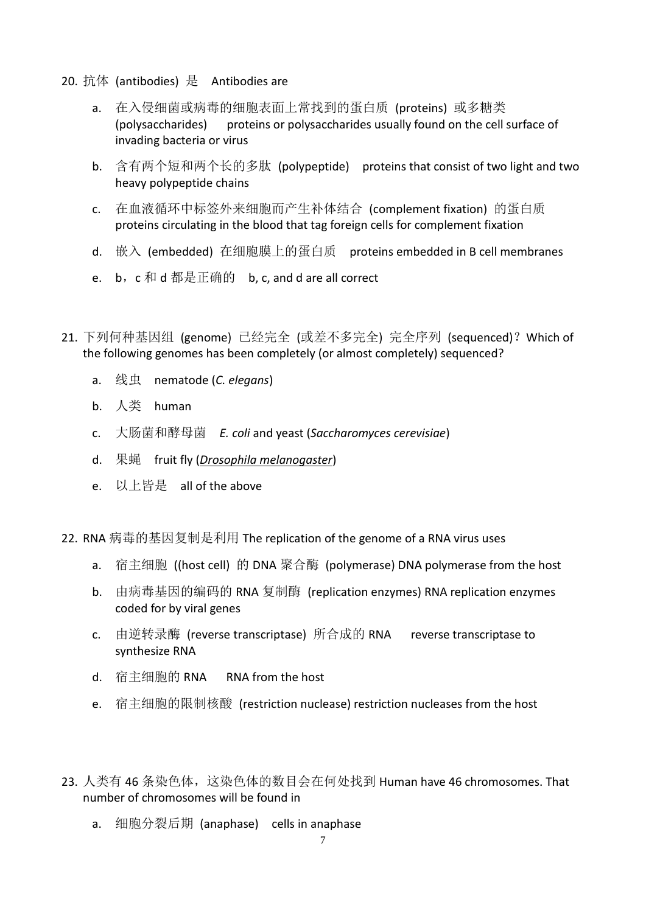20. 抗体 (antibodies) 是 Antibodies are

    a. 在入侵细菌或病毒的细胞表面上常找到的蛋白质 (proteins) 或多糖类 (polysaccharides) proteins or polysaccharides usually found on the cell surface of invading bacteria or virus

    b. 含有两个短和两个长的多肽 (polypeptide) proteins that consist of two light and two heavy polypeptide chains

    c. 在血液循环中标签外来细胞而产生补体结合 (complement fixation) 的蛋白质 proteins circulating in the blood that tag foreign cells for complement fixation

    d. 嵌入 (embedded) 在细胞膜上的蛋白质 proteins embedded in B cell membranes

    e. b，c 和 d 都是正确的 b, c, and d are all correct

21. 下列何种基因组 (genome) 已经完全 (或差不多完全) 完全序列 (sequenced)？Which of the following genomes has been completely (or almost completely) sequenced?

    a. 线虫 nematode (*C. elegans*)

    b. 人类 human

    c. 大肠菌和酵母菌 *E. coli* and yeast (*Saccharomyces cerevisiae*)

    d. 果蝇 fruit fly (*Drosophila melanogaster*)

    e. 以上皆是 all of the above

22. RNA 病毒的基因复制是利用 The replication of the genome of a RNA virus uses

    a. 宿主细胞 ((host cell) 的 DNA 聚合酶 (polymerase) DNA polymerase from the host

    b. 由病毒基因的编码的 RNA 复制酶 (replication enzymes) RNA replication enzymes coded for by viral genes

    c. 由逆转录酶 (reverse transcriptase) 所合成的 RNA reverse transcriptase to synthesize RNA

    d. 宿主细胞的 RNA RNA from the host

    e. 宿主细胞的限制核酸 (restriction nuclease) restriction nucleases from the host

23. 人类有 46 条染色体，这染色体的数目会在何处找到 Human have 46 chromosomes. That number of chromosomes will be found in

    a. 细胞分裂后期 (anaphase) cells in anaphase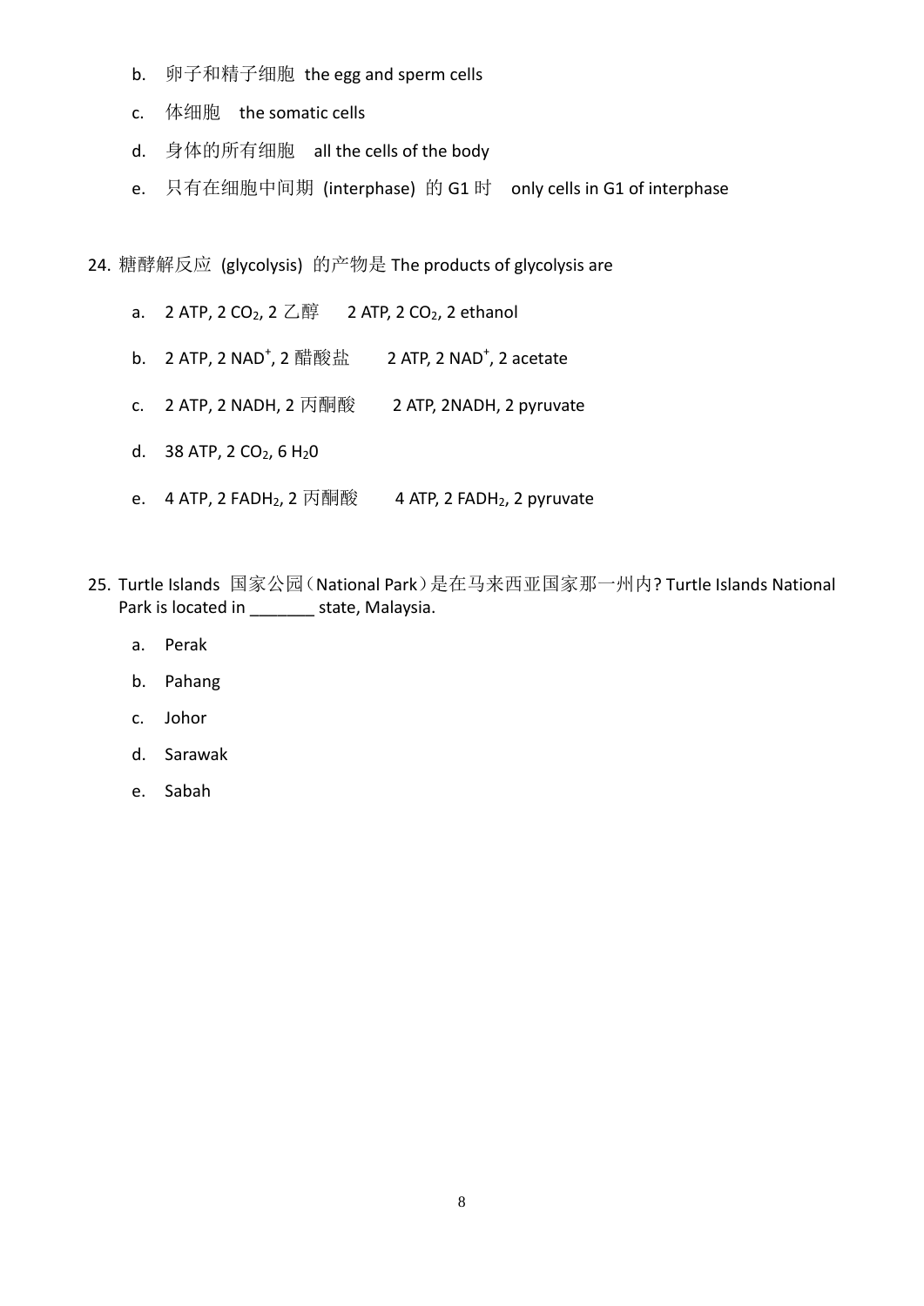b. 卵子和精子细胞 the egg and sperm cells

c. 体细胞 the somatic cells

d. 身体的所有细胞 all the cells of the body

e. 只有在细胞中间期 (interphase) 的 G1 时 only cells in G1 of interphase

24. 糖酵解反应 (glycolysis) 的产物是 The products of glycolysis are

 a. 2 ATP, 2 $CO_2$, 2 乙醇 2 ATP, 2 $CO_2$, 2 ethanol

 b. 2 ATP, 2 $NAD^+$, 2 醋酸盐 2 ATP, 2 $NAD^+$, 2 acetate

 c. 2 ATP, 2 NADH, 2 丙酮酸 2 ATP, 2NADH, 2 pyruvate

 d. 38 ATP, 2 $CO_2$, 6 $H_20$

 e. 4 ATP, 2 $FADH_2$, 2 丙酮酸 4 ATP, 2 $FADH_2$, 2 pyruvate

25. Turtle Islands 国家公园（National Park）是在马来西亚国家那一州内? Turtle Islands National Park is located in _______ state, Malaysia.

 a. Perak

 b. Pahang

 c. Johor

 d. Sarawak

 e. Sabah